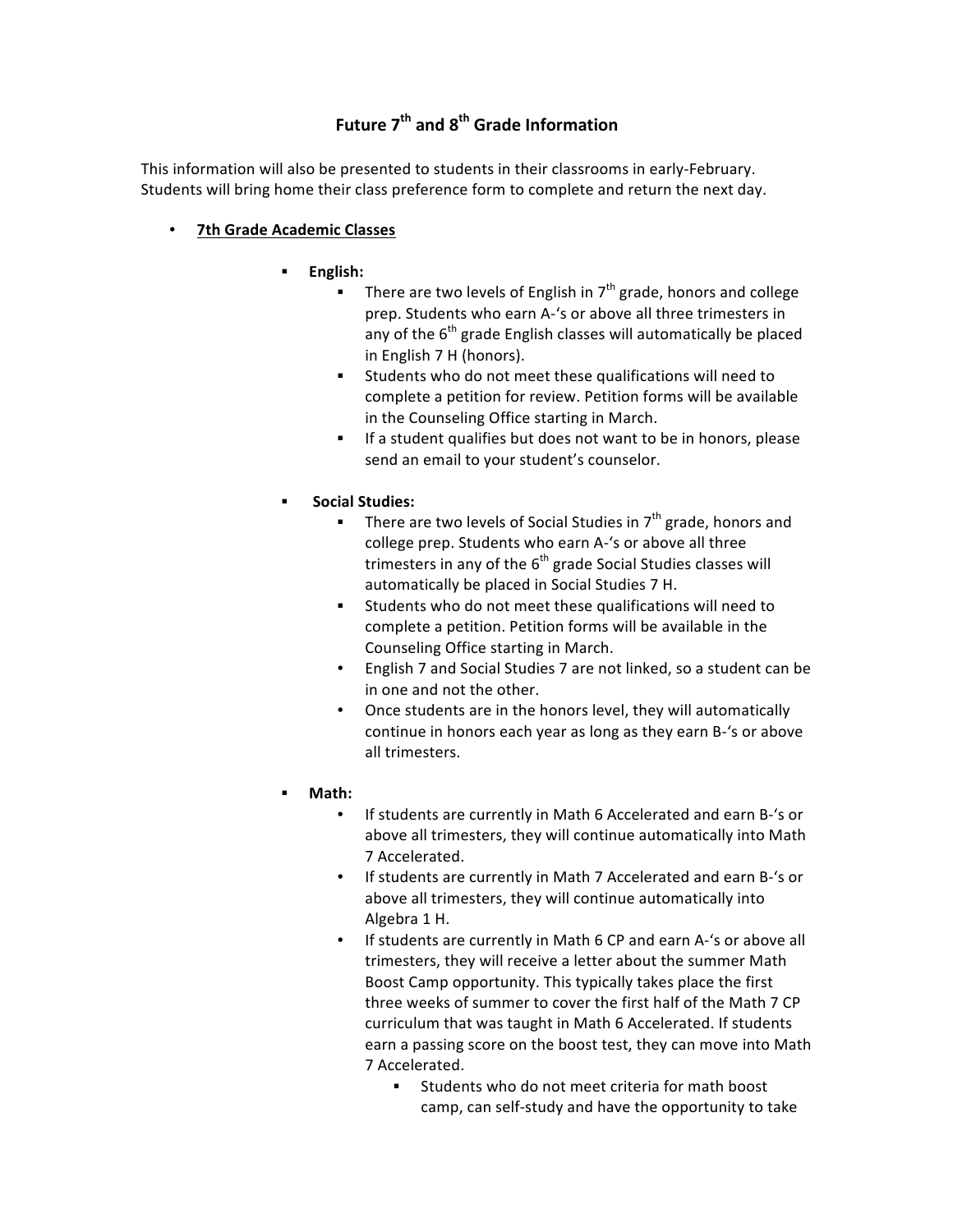# Future 7th and 8th Grade Information

This information will also be presented to students in their classrooms in early-February. Students will bring home their class preference form to complete and return the next day.

- **7th Grade Academic Classes**
  - **English:**
    - There are two levels of English in 7th grade, honors and college prep. Students who earn A-'s or above all three trimesters in any of the 6th grade English classes will automatically be placed in English 7 H (honors).
    - Students who do not meet these qualifications will need to complete a petition for review. Petition forms will be available in the Counseling Office starting in March.
    - If a student qualifies but does not want to be in honors, please send an email to your student's counselor.
  - **Social Studies:**
    - There are two levels of Social Studies in 7th grade, honors and college prep. Students who earn A-'s or above all three trimesters in any of the 6th grade Social Studies classes will automatically be placed in Social Studies 7 H.
    - Students who do not meet these qualifications will need to complete a petition. Petition forms will be available in the Counseling Office starting in March.
    - English 7 and Social Studies 7 are not linked, so a student can be in one and not the other.
    - Once students are in the honors level, they will automatically continue in honors each year as long as they earn B-'s or above all trimesters.
  - **Math:**
    - If students are currently in Math 6 Accelerated and earn B-'s or above all trimesters, they will continue automatically into Math 7 Accelerated.
    - If students are currently in Math 7 Accelerated and earn B-'s or above all trimesters, they will continue automatically into Algebra 1 H.
    - If students are currently in Math 6 CP and earn A-'s or above all trimesters, they will receive a letter about the summer Math Boost Camp opportunity. This typically takes place the first three weeks of summer to cover the first half of the Math 7 CP curriculum that was taught in Math 6 Accelerated. If students earn a passing score on the boost test, they can move into Math 7 Accelerated.
      - Students who do not meet criteria for math boost camp, can self-study and have the opportunity to take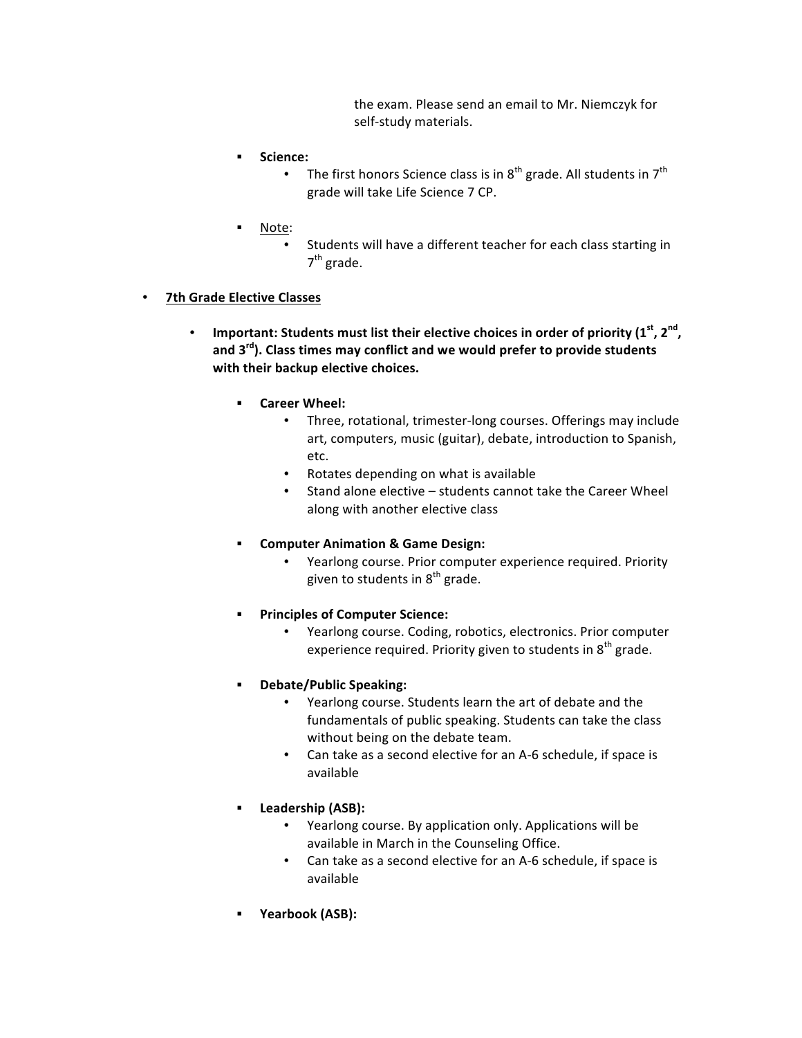the exam. Please send an email to Mr. Niemczyk for self-study materials.

- **Science:**
  - The first honors Science class is in 8th grade. All students in 7th grade will take Life Science 7 CP.

- Note:
  - Students will have a different teacher for each class starting in 7th grade.

- **7th Grade Elective Classes**

  - **Important: Students must list their elective choices in order of priority (1st, 2nd, and 3rd). Class times may conflict and we would prefer to provide students with their backup elective choices.**

    - **Career Wheel:**
      - Three, rotational, trimester-long courses. Offerings may include art, computers, music (guitar), debate, introduction to Spanish, etc.
      - Rotates depending on what is available
      - Stand alone elective – students cannot take the Career Wheel along with another elective class

    - **Computer Animation & Game Design:**
      - Yearlong course. Prior computer experience required. Priority given to students in 8th grade.

    - **Principles of Computer Science:**
      - Yearlong course. Coding, robotics, electronics. Prior computer experience required. Priority given to students in 8th grade.

    - **Debate/Public Speaking:**
      - Yearlong course. Students learn the art of debate and the fundamentals of public speaking. Students can take the class without being on the debate team.
      - Can take as a second elective for an A-6 schedule, if space is available

    - **Leadership (ASB):**
      - Yearlong course. By application only. Applications will be available in March in the Counseling Office.
      - Can take as a second elective for an A-6 schedule, if space is available

    - **Yearbook (ASB):**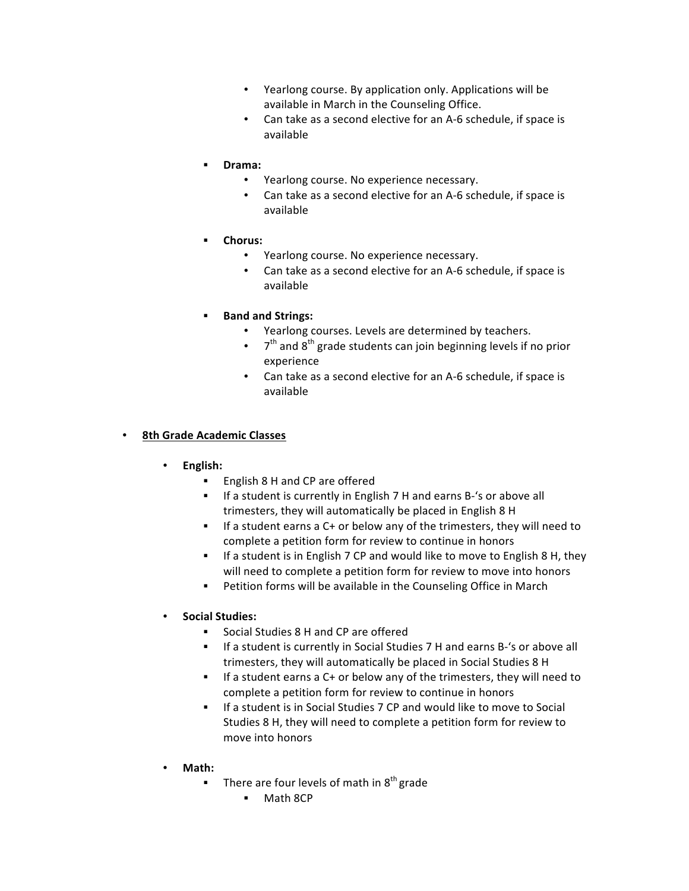- Yearlong course. By application only. Applications will be available in March in the Counseling Office.
- Can take as a second elective for an A-6 schedule, if space is available

- **Drama:**
  - Yearlong course. No experience necessary.
  - Can take as a second elective for an A-6 schedule, if space is available

- **Chorus:**
  - Yearlong course. No experience necessary.
  - Can take as a second elective for an A-6 schedule, if space is available

- **Band and Strings:**
  - Yearlong courses. Levels are determined by teachers.
  - 7th and 8th grade students can join beginning levels if no prior experience
  - Can take as a second elective for an A-6 schedule, if space is available

- **<u>8th Grade Academic Classes</u>**

  - **English:**
    - English 8 H and CP are offered
    - If a student is currently in English 7 H and earns B-'s or above all trimesters, they will automatically be placed in English 8 H
    - If a student earns a C+ or below any of the trimesters, they will need to complete a petition form for review to continue in honors
    - If a student is in English 7 CP and would like to move to English 8 H, they will need to complete a petition form for review to move into honors
    - Petition forms will be available in the Counseling Office in March

  - **Social Studies:**
    - Social Studies 8 H and CP are offered
    - If a student is currently in Social Studies 7 H and earns B-'s or above all trimesters, they will automatically be placed in Social Studies 8 H
    - If a student earns a C+ or below any of the trimesters, they will need to complete a petition form for review to continue in honors
    - If a student is in Social Studies 7 CP and would like to move to Social Studies 8 H, they will need to complete a petition form for review to move into honors

  - **Math:**
    - There are four levels of math in 8th grade
      - Math 8CP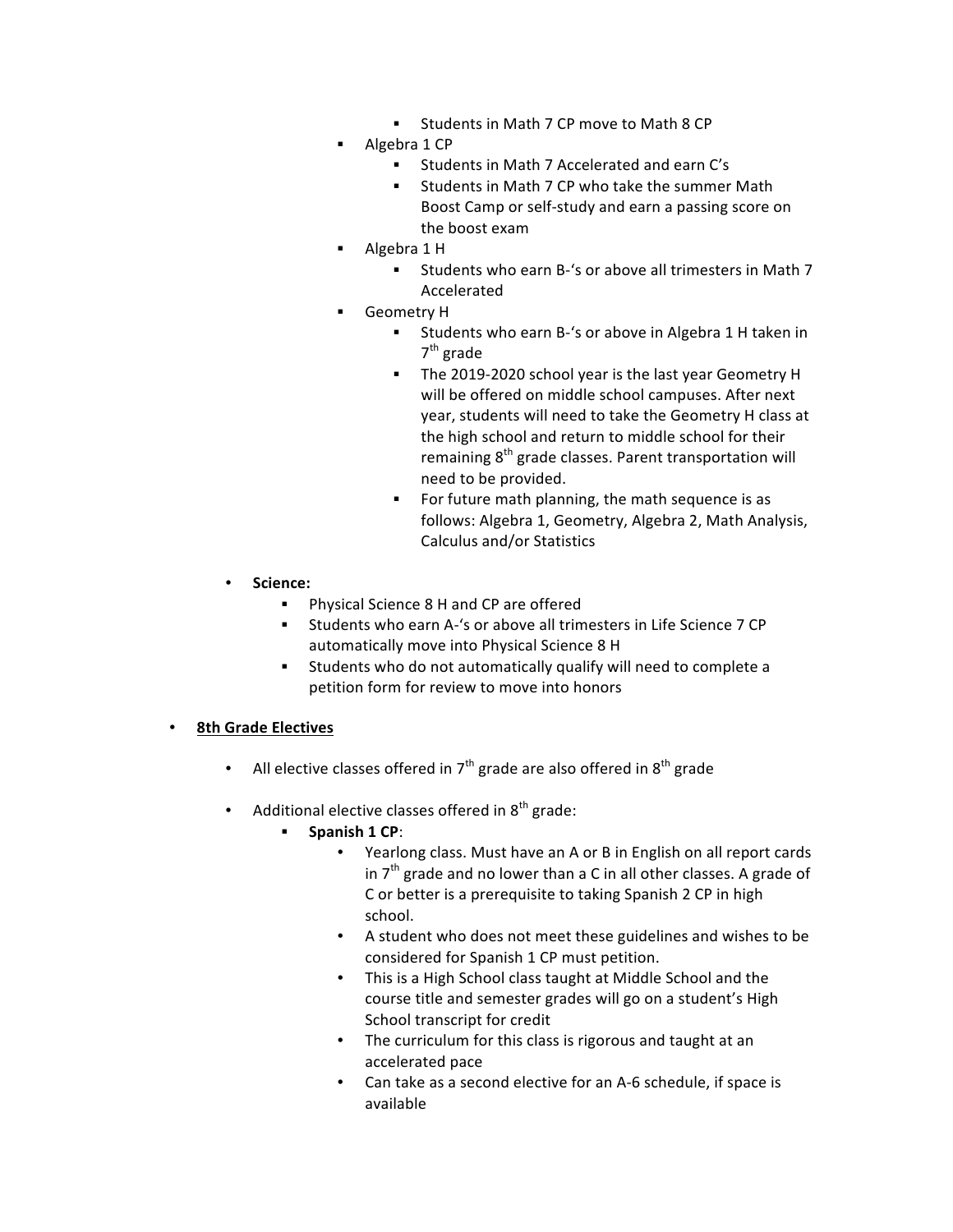- Students in Math 7 CP move to Math 8 CP
    - Algebra 1 CP
        - Students in Math 7 Accelerated and earn C's
        - Students in Math 7 CP who take the summer Math Boost Camp or self-study and earn a passing score on the boost exam
    - Algebra 1 H
        - Students who earn B-'s or above all trimesters in Math 7 Accelerated
    - Geometry H
        - Students who earn B-'s or above in Algebra 1 H taken in 7th grade
        - The 2019-2020 school year is the last year Geometry H will be offered on middle school campuses. After next year, students will need to take the Geometry H class at the high school and return to middle school for their remaining 8th grade classes. Parent transportation will need to be provided.
        - For future math planning, the math sequence is as follows: Algebra 1, Geometry, Algebra 2, Math Analysis, Calculus and/or Statistics

- **Science:**
    - Physical Science 8 H and CP are offered
    - Students who earn A-'s or above all trimesters in Life Science 7 CP automatically move into Physical Science 8 H
    - Students who do not automatically qualify will need to complete a petition form for review to move into honors

- **<u>8th Grade Electives</u>**

    - All elective classes offered in 7th grade are also offered in 8th grade

    - Additional elective classes offered in 8th grade:
        - **Spanish 1 CP**:
            - Yearlong class. Must have an A or B in English on all report cards in 7th grade and no lower than a C in all other classes. A grade of C or better is a prerequisite to taking Spanish 2 CP in high school.
            - A student who does not meet these guidelines and wishes to be considered for Spanish 1 CP must petition.
            - This is a High School class taught at Middle School and the course title and semester grades will go on a student's High School transcript for credit
            - The curriculum for this class is rigorous and taught at an accelerated pace
            - Can take as a second elective for an A-6 schedule, if space is available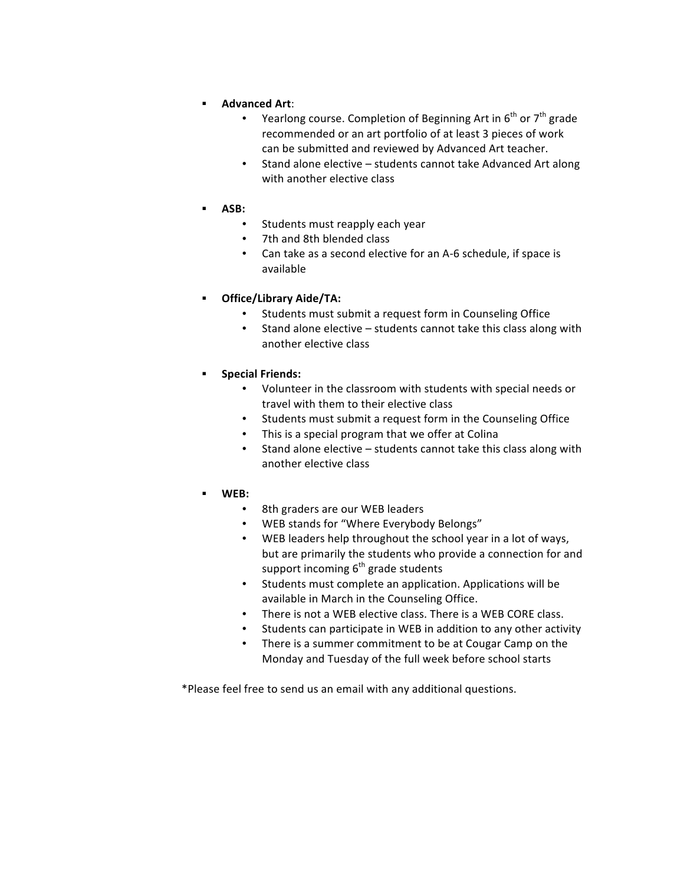- **Advanced Art**:
  - Yearlong course. Completion of Beginning Art in 6th or 7th grade recommended or an art portfolio of at least 3 pieces of work can be submitted and reviewed by Advanced Art teacher.
  - Stand alone elective – students cannot take Advanced Art along with another elective class

- **ASB:**
  - Students must reapply each year
  - 7th and 8th blended class
  - Can take as a second elective for an A-6 schedule, if space is available

- **Office/Library Aide/TA:**
  - Students must submit a request form in Counseling Office
  - Stand alone elective – students cannot take this class along with another elective class

- **Special Friends:**
  - Volunteer in the classroom with students with special needs or travel with them to their elective class
  - Students must submit a request form in the Counseling Office
  - This is a special program that we offer at Colina
  - Stand alone elective – students cannot take this class along with another elective class

- **WEB:**
  - 8th graders are our WEB leaders
  - WEB stands for "Where Everybody Belongs"
  - WEB leaders help throughout the school year in a lot of ways, but are primarily the students who provide a connection for and support incoming 6th grade students
  - Students must complete an application. Applications will be available in March in the Counseling Office.
  - There is not a WEB elective class. There is a WEB CORE class.
  - Students can participate in WEB in addition to any other activity
  - There is a summer commitment to be at Cougar Camp on the Monday and Tuesday of the full week before school starts

*Please feel free to send us an email with any additional questions.